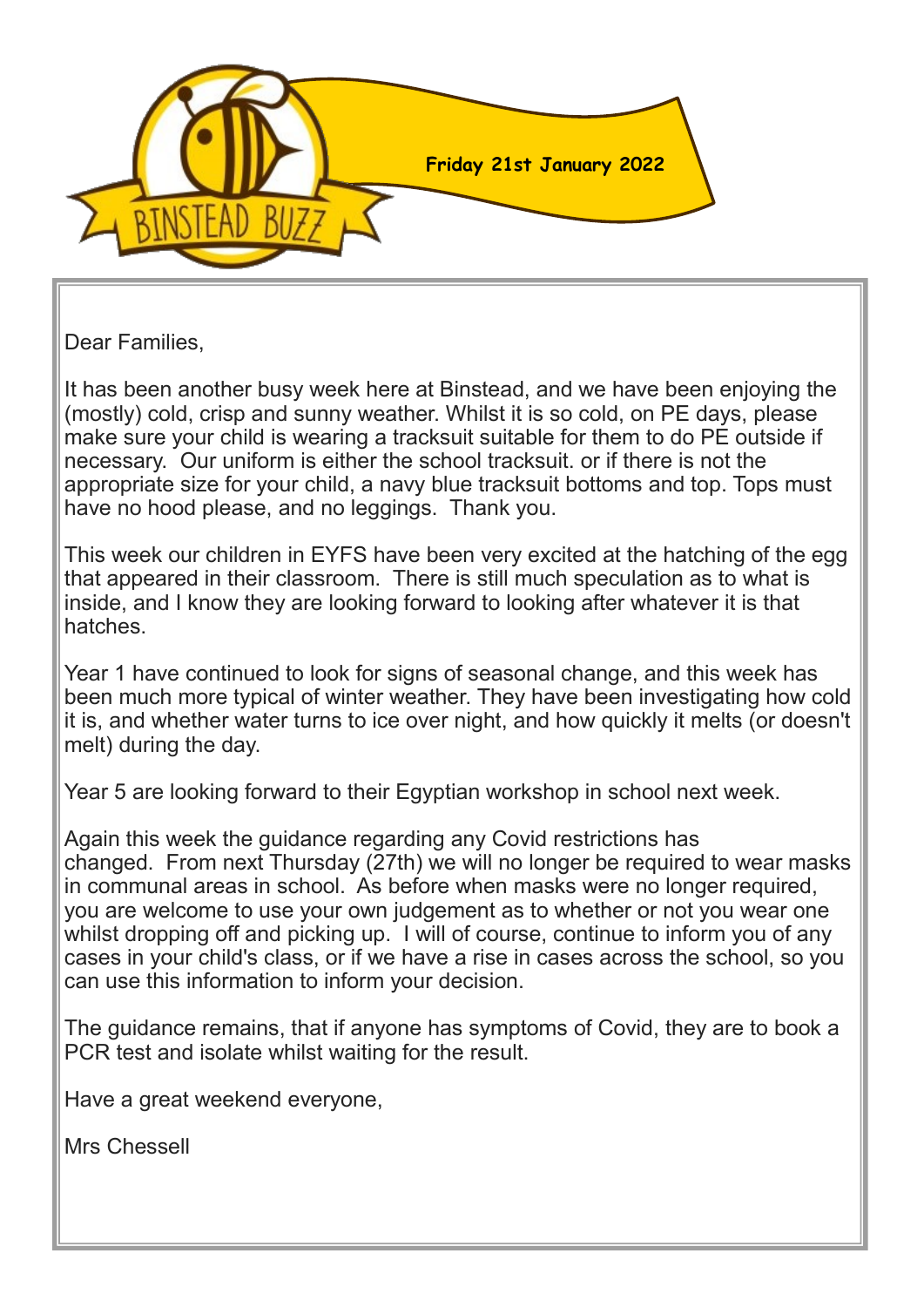# BINSTEAD BUZZ

**Friday 21st January 2022**

Dear Families,

It has been another busy week here at Binstead, and we have been enjoying the (mostly) cold, crisp and sunny weather. Whilst it is so cold, on PE days, please make sure your child is wearing a tracksuit suitable for them to do PE outside if necessary. Our uniform is either the school tracksuit. or if there is not the appropriate size for your child, a navy blue tracksuit bottoms and top. Tops must have no hood please, and no leggings. Thank you.

This week our children in EYFS have been very excited at the hatching of the egg that appeared in their classroom. There is still much speculation as to what is inside, and I know they are looking forward to looking after whatever it is that hatches.

Year 1 have continued to look for signs of seasonal change, and this week has been much more typical of winter weather. They have been investigating how cold it is, and whether water turns to ice over night, and how quickly it melts (or doesn't melt) during the day.

Year 5 are looking forward to their Egyptian workshop in school next week.

Again this week the guidance regarding any Covid restrictions has changed. From next Thursday (27th) we will no longer be required to wear masks in communal areas in school. As before when masks were no longer required, you are welcome to use your own judgement as to whether or not you wear one whilst dropping off and picking up. I will of course, continue to inform you of any cases in your child's class, or if we have a rise in cases across the school, so you can use this information to inform your decision.

The guidance remains, that if anyone has symptoms of Covid, they are to book a PCR test and isolate whilst waiting for the result.

Have a great weekend everyone,

Mrs Chessell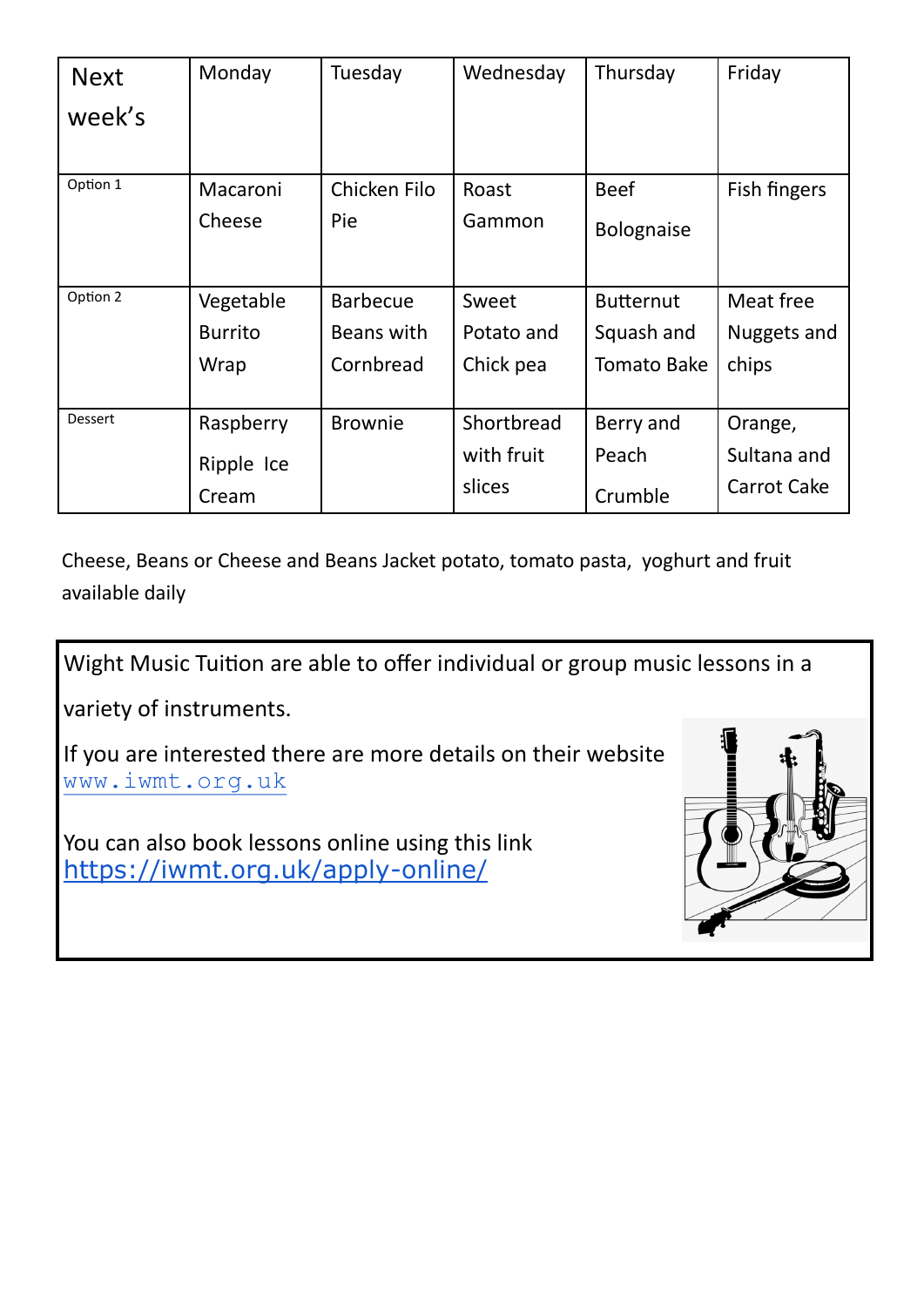| Next week's | Monday | Tuesday | Wednesday | Thursday | Friday |
|---|---|---|---|---|---|
| Option 1 | Macaroni Cheese | Chicken Filo Pie | Roast Gammon | Beef Bolognaise | Fish fingers |
| Option 2 | Vegetable Burrito Wrap | Barbecue Beans with Cornbread | Sweet Potato and Chick pea | Butternut Squash and Tomato Bake | Meat free Nuggets and chips |
| Dessert | Raspberry Ripple Ice Cream | Brownie | Shortbread with fruit slices | Berry and Peach Crumble | Orange, Sultana and Carrot Cake |

Cheese, Beans or Cheese and Beans Jacket potato, tomato pasta, yoghurt and fruit available daily

Wight Music Tuition are able to offer individual or group music lessons in a variety of instruments.

If you are interested there are more details on their website [www.iwmt.org.uk](www.iwmt.org.uk)

You can also book lessons online using this link [https://iwmt.org.uk/apply-online/](https://iwmt.org.uk/apply-online/)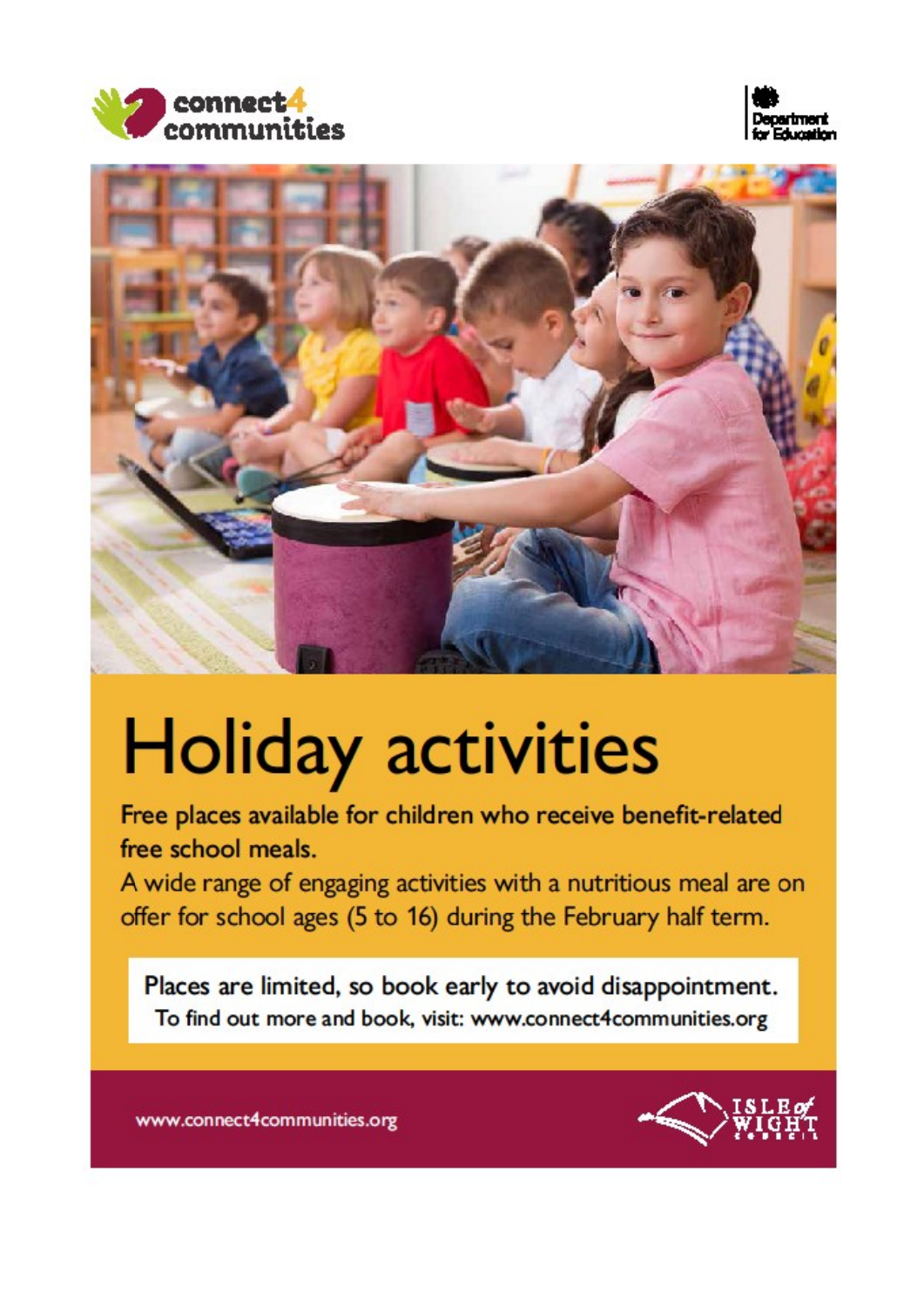connect4 communities

Department for Education

# Holiday activities

Free places available for children who receive benefit-related free school meals.

A wide range of engaging activities with a nutritious meal are on offer for school ages (5 to 16) during the February half term.

Places are limited, so book early to avoid disappointment.
To find out more and book, visit: www.connect4communities.org

www.connect4communities.org

Isle of Wight Council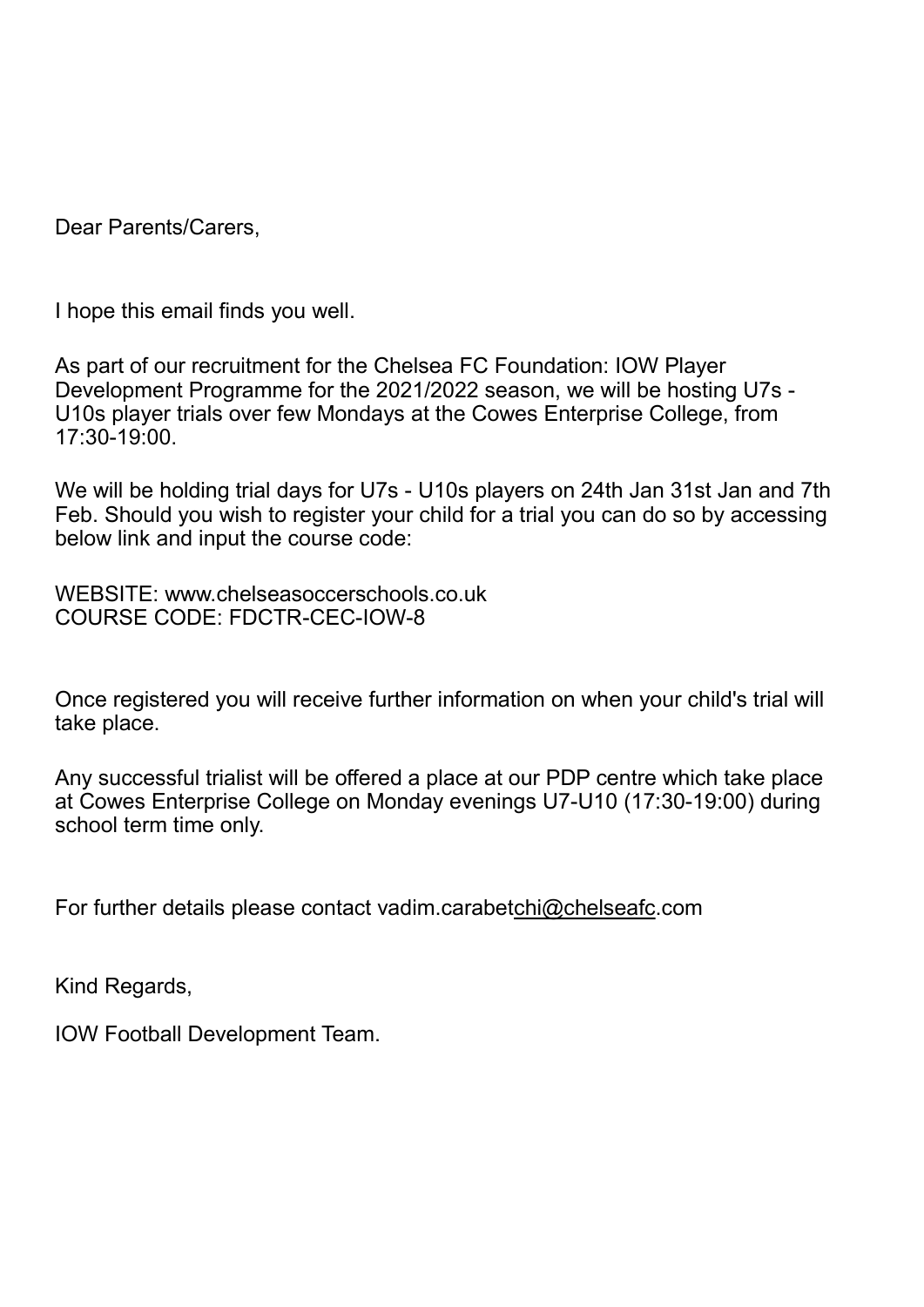Dear Parents/Carers,

I hope this email finds you well.

As part of our recruitment for the Chelsea FC Foundation: IOW Player Development Programme for the 2021/2022 season, we will be hosting U7s - U10s player trials over few Mondays at the Cowes Enterprise College, from 17:30-19:00.

We will be holding trial days for U7s - U10s players on 24th Jan 31st Jan and 7th Feb. Should you wish to register your child for a trial you can do so by accessing below link and input the course code:

WEBSITE: www.chelseasoccerschools.co.uk
COURSE CODE: FDCTR-CEC-IOW-8

Once registered you will receive further information on when your child's trial will take place.

Any successful trialist will be offered a place at our PDP centre which take place at Cowes Enterprise College on Monday evenings U7-U10 (17:30-19:00) during school term time only.

For further details please contact vadim.carabetchi@chelseafc.com

Kind Regards,

IOW Football Development Team.